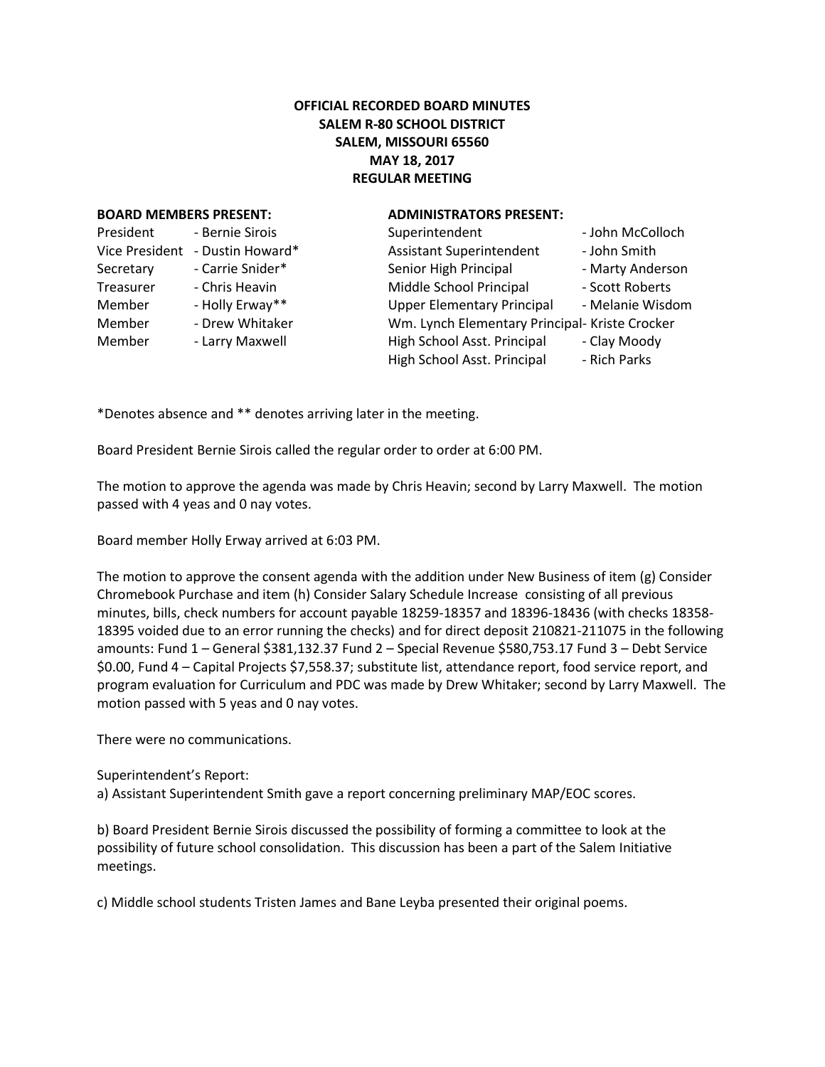**OFFICIAL RECORDED BOARD MINUTES**
**SALEM R-80 SCHOOL DISTRICT**
**SALEM, MISSOURI 65560**
**MAY 18, 2017**
**REGULAR MEETING**

**BOARD MEMBERS PRESENT:**

| | |
|---|---|
| President | - Bernie Sirois |
| Vice President | - Dustin Howard* |
| Secretary | - Carrie Snider* |
| Treasurer | - Chris Heavin |
| Member | - Holly Erway** |
| Member | - Drew Whitaker |
| Member | - Larry Maxwell |

**ADMINISTRATORS PRESENT:**

| | |
|---|---|
| Superintendent | - John McColloch |
| Assistant Superintendent | - John Smith |
| Senior High Principal | - Marty Anderson |
| Middle School Principal | - Scott Roberts |
| Upper Elementary Principal | - Melanie Wisdom |
| Wm. Lynch Elementary Principal | - Kriste Crocker |
| High School Asst. Principal | - Clay Moody |
| High School Asst. Principal | - Rich Parks |

*Denotes absence and ** denotes arriving later in the meeting.

Board President Bernie Sirois called the regular order to order at 6:00 PM.

The motion to approve the agenda was made by Chris Heavin; second by Larry Maxwell. The motion passed with 4 yeas and 0 nay votes.

Board member Holly Erway arrived at 6:03 PM.

The motion to approve the consent agenda with the addition under New Business of item (g) Consider Chromebook Purchase and item (h) Consider Salary Schedule Increase consisting of all previous minutes, bills, check numbers for account payable 18259-18357 and 18396-18436 (with checks 18358-18395 voided due to an error running the checks) and for direct deposit 210821-211075 in the following amounts: Fund 1 – General $381,132.37 Fund 2 – Special Revenue $580,753.17 Fund 3 – Debt Service $0.00, Fund 4 – Capital Projects $7,558.37; substitute list, attendance report, food service report, and program evaluation for Curriculum and PDC was made by Drew Whitaker; second by Larry Maxwell. The motion passed with 5 yeas and 0 nay votes.

There were no communications.

Superintendent's Report:

a) Assistant Superintendent Smith gave a report concerning preliminary MAP/EOC scores.

b) Board President Bernie Sirois discussed the possibility of forming a committee to look at the possibility of future school consolidation. This discussion has been a part of the Salem Initiative meetings.

c) Middle school students Tristen James and Bane Leyba presented their original poems.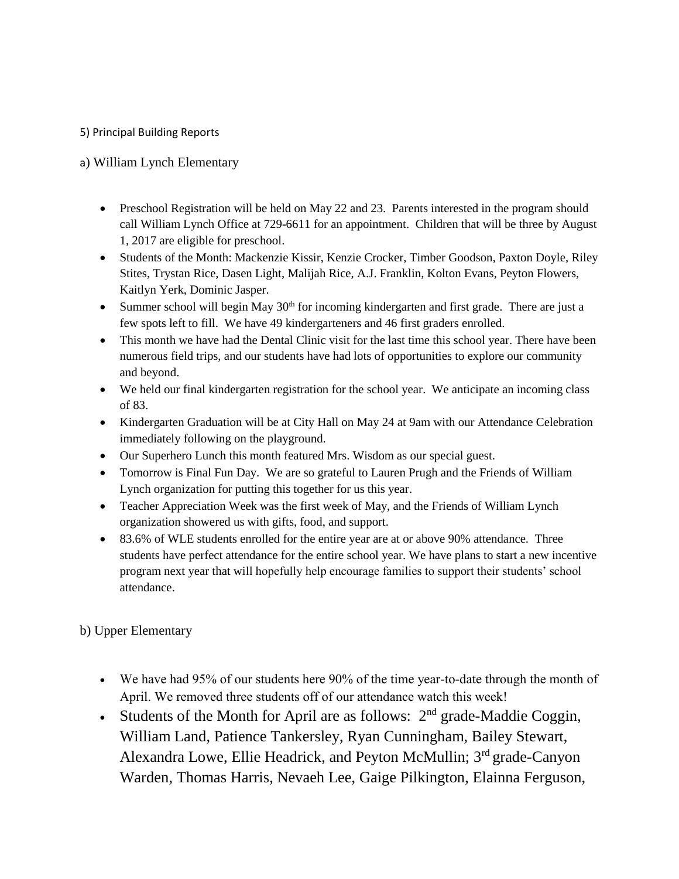5) Principal Building Reports

a) William Lynch Elementary

- Preschool Registration will be held on May 22 and 23. Parents interested in the program should call William Lynch Office at 729-6611 for an appointment. Children that will be three by August 1, 2017 are eligible for preschool.
- Students of the Month: Mackenzie Kissir, Kenzie Crocker, Timber Goodson, Paxton Doyle, Riley Stites, Trystan Rice, Dasen Light, Malijah Rice, A.J. Franklin, Kolton Evans, Peyton Flowers, Kaitlyn Yerk, Dominic Jasper.
- Summer school will begin May 30th for incoming kindergarten and first grade. There are just a few spots left to fill. We have 49 kindergarteners and 46 first graders enrolled.
- This month we have had the Dental Clinic visit for the last time this school year. There have been numerous field trips, and our students have had lots of opportunities to explore our community and beyond.
- We held our final kindergarten registration for the school year. We anticipate an incoming class of 83.
- Kindergarten Graduation will be at City Hall on May 24 at 9am with our Attendance Celebration immediately following on the playground.
- Our Superhero Lunch this month featured Mrs. Wisdom as our special guest.
- Tomorrow is Final Fun Day. We are so grateful to Lauren Prugh and the Friends of William Lynch organization for putting this together for us this year.
- Teacher Appreciation Week was the first week of May, and the Friends of William Lynch organization showered us with gifts, food, and support.
- 83.6% of WLE students enrolled for the entire year are at or above 90% attendance. Three students have perfect attendance for the entire school year. We have plans to start a new incentive program next year that will hopefully help encourage families to support their students' school attendance.

b) Upper Elementary

- We have had 95% of our students here 90% of the time year-to-date through the month of April. We removed three students off of our attendance watch this week!
- Students of the Month for April are as follows: 2nd grade-Maddie Coggin, William Land, Patience Tankersley, Ryan Cunningham, Bailey Stewart, Alexandra Lowe, Ellie Headrick, and Peyton McMullin; 3rd grade-Canyon Warden, Thomas Harris, Nevaeh Lee, Gaige Pilkington, Elainna Ferguson,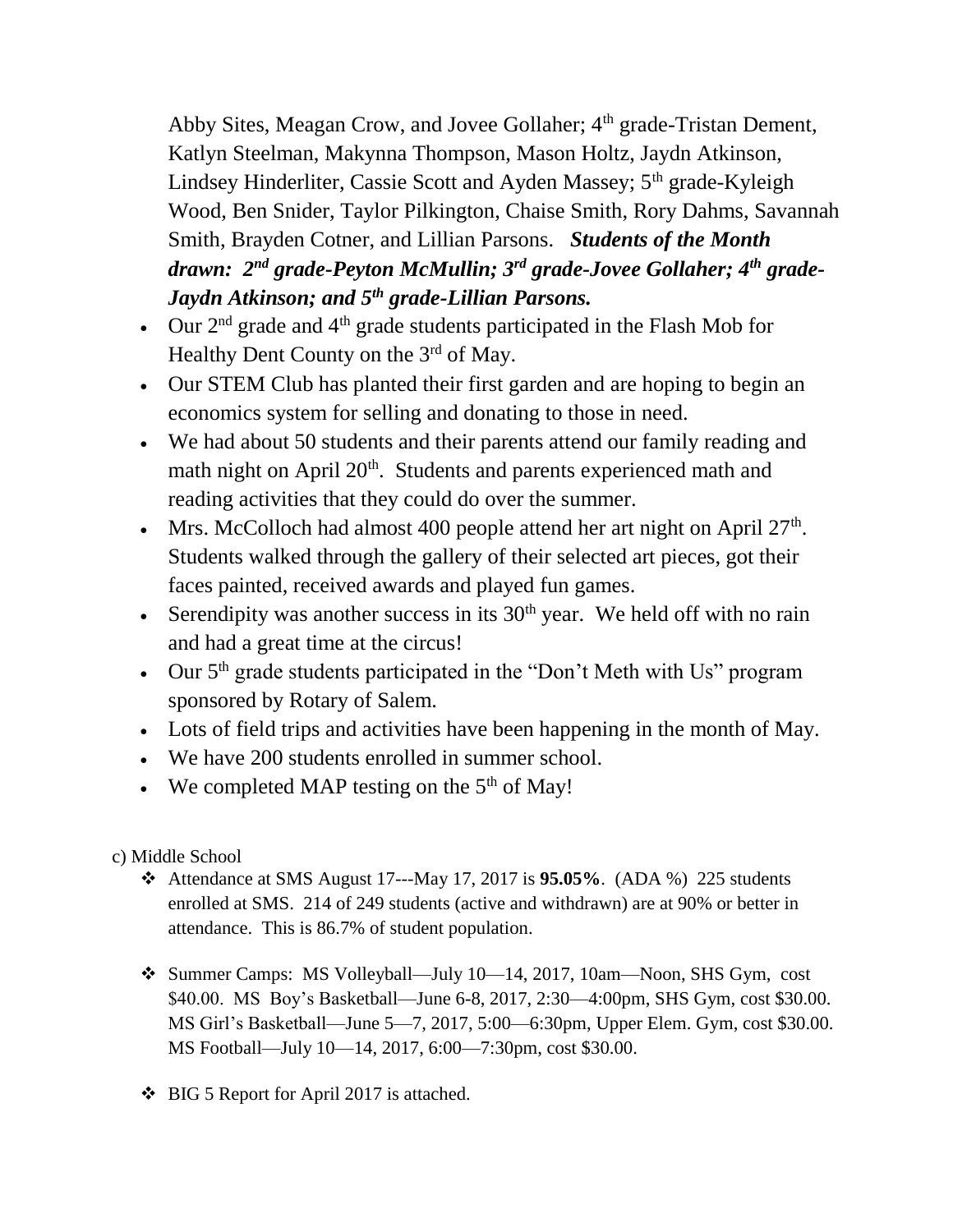Abby Sites, Meagan Crow, and Jovee Gollaher; 4th grade-Tristan Dement, Katlyn Steelman, Makynna Thompson, Mason Holtz, Jaydn Atkinson, Lindsey Hinderliter, Cassie Scott and Ayden Massey; 5th grade-Kyleigh Wood, Ben Snider, Taylor Pilkington, Chaise Smith, Rory Dahms, Savannah Smith, Brayden Cotner, and Lillian Parsons. ***Students of the Month drawn: 2nd grade-Peyton McMullin; 3rd grade-Jovee Gollaher; 4th grade-Jaydn Atkinson; and 5th grade-Lillian Parsons.***

- Our 2nd grade and 4th grade students participated in the Flash Mob for Healthy Dent County on the 3rd of May.
- Our STEM Club has planted their first garden and are hoping to begin an economics system for selling and donating to those in need.
- We had about 50 students and their parents attend our family reading and math night on April 20th. Students and parents experienced math and reading activities that they could do over the summer.
- Mrs. McColloch had almost 400 people attend her art night on April 27th. Students walked through the gallery of their selected art pieces, got their faces painted, received awards and played fun games.
- Serendipity was another success in its 30th year. We held off with no rain and had a great time at the circus!
- Our 5th grade students participated in the "Don't Meth with Us" program sponsored by Rotary of Salem.
- Lots of field trips and activities have been happening in the month of May.
- We have 200 students enrolled in summer school.
- We completed MAP testing on the 5th of May!

c) Middle School

- Attendance at SMS August 17---May 17, 2017 is **95.05%**. (ADA %) 225 students enrolled at SMS. 214 of 249 students (active and withdrawn) are at 90% or better in attendance. This is 86.7% of student population.

- Summer Camps: MS Volleyball—July 10—14, 2017, 10am—Noon, SHS Gym, cost $40.00. MS Boy's Basketball—June 6-8, 2017, 2:30—4:00pm, SHS Gym, cost $30.00. MS Girl's Basketball—June 5—7, 2017, 5:00—6:30pm, Upper Elem. Gym, cost $30.00. MS Football—July 10—14, 2017, 6:00—7:30pm, cost $30.00.

- BIG 5 Report for April 2017 is attached.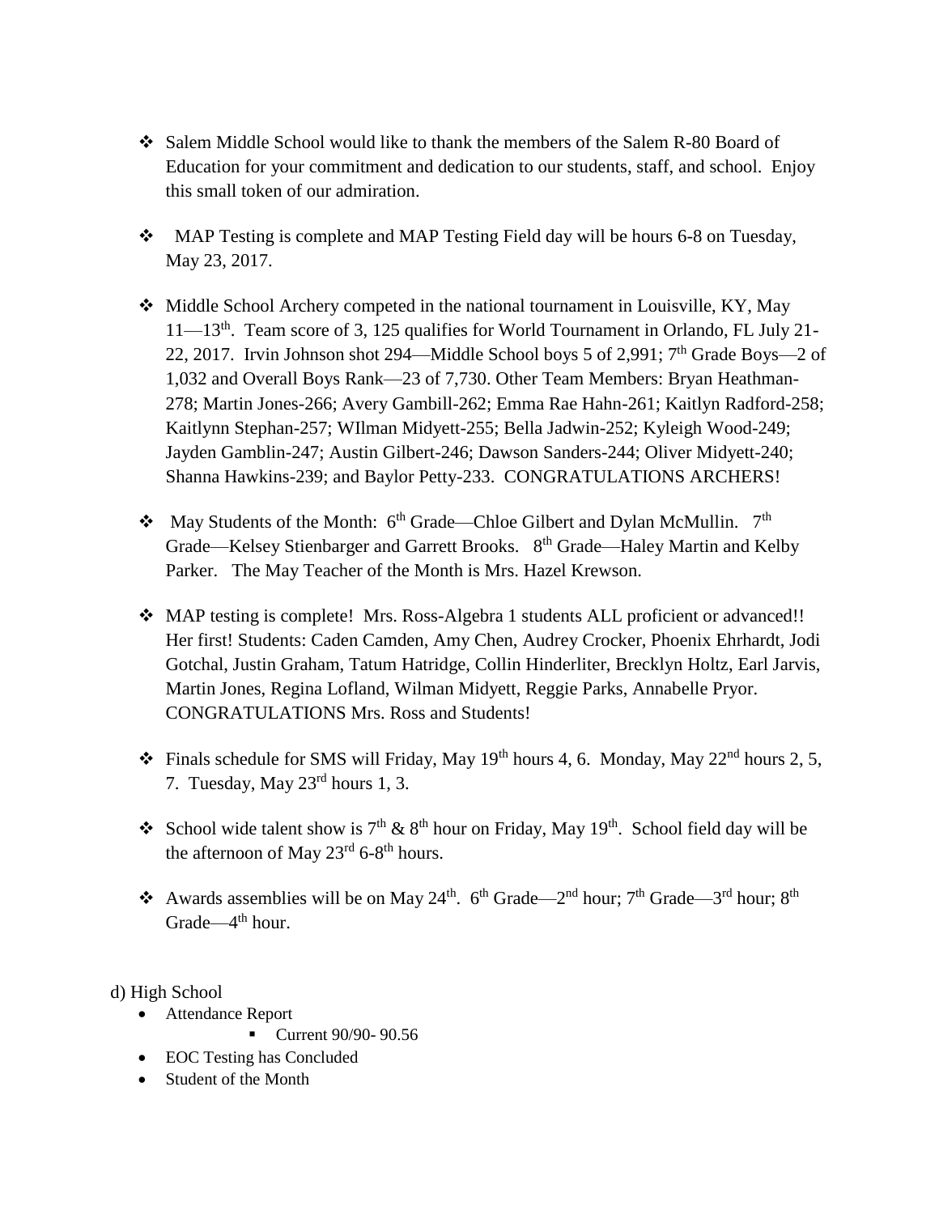- Salem Middle School would like to thank the members of the Salem R-80 Board of Education for your commitment and dedication to our students, staff, and school. Enjoy this small token of our admiration.

- MAP Testing is complete and MAP Testing Field day will be hours 6-8 on Tuesday, May 23, 2017.

- Middle School Archery competed in the national tournament in Louisville, KY, May 11—13th. Team score of 3, 125 qualifies for World Tournament in Orlando, FL July 21-22, 2017. Irvin Johnson shot 294—Middle School boys 5 of 2,991; 7th Grade Boys—2 of 1,032 and Overall Boys Rank—23 of 7,730. Other Team Members: Bryan Heathman-278; Martin Jones-266; Avery Gambill-262; Emma Rae Hahn-261; Kaitlyn Radford-258; Kaitlynn Stephan-257; WIlman Midyett-255; Bella Jadwin-252; Kyleigh Wood-249; Jayden Gamblin-247; Austin Gilbert-246; Dawson Sanders-244; Oliver Midyett-240; Shanna Hawkins-239; and Baylor Petty-233. CONGRATULATIONS ARCHERS!

- May Students of the Month: 6th Grade—Chloe Gilbert and Dylan McMullin. 7th Grade—Kelsey Stienbarger and Garrett Brooks. 8th Grade—Haley Martin and Kelby Parker. The May Teacher of the Month is Mrs. Hazel Krewson.

- MAP testing is complete! Mrs. Ross-Algebra 1 students ALL proficient or advanced!! Her first! Students: Caden Camden, Amy Chen, Audrey Crocker, Phoenix Ehrhardt, Jodi Gotchal, Justin Graham, Tatum Hatridge, Collin Hinderliter, Brecklyn Holtz, Earl Jarvis, Martin Jones, Regina Lofland, Wilman Midyett, Reggie Parks, Annabelle Pryor. CONGRATULATIONS Mrs. Ross and Students!

- Finals schedule for SMS will Friday, May 19th hours 4, 6. Monday, May 22nd hours 2, 5, 7. Tuesday, May 23rd hours 1, 3.

- School wide talent show is 7th & 8th hour on Friday, May 19th. School field day will be the afternoon of May 23rd 6-8th hours.

- Awards assemblies will be on May 24th. 6th Grade—2nd hour; 7th Grade—3rd hour; 8th Grade—4th hour.

d) High School

- Attendance Report
  - Current 90/90- 90.56
- EOC Testing has Concluded
- Student of the Month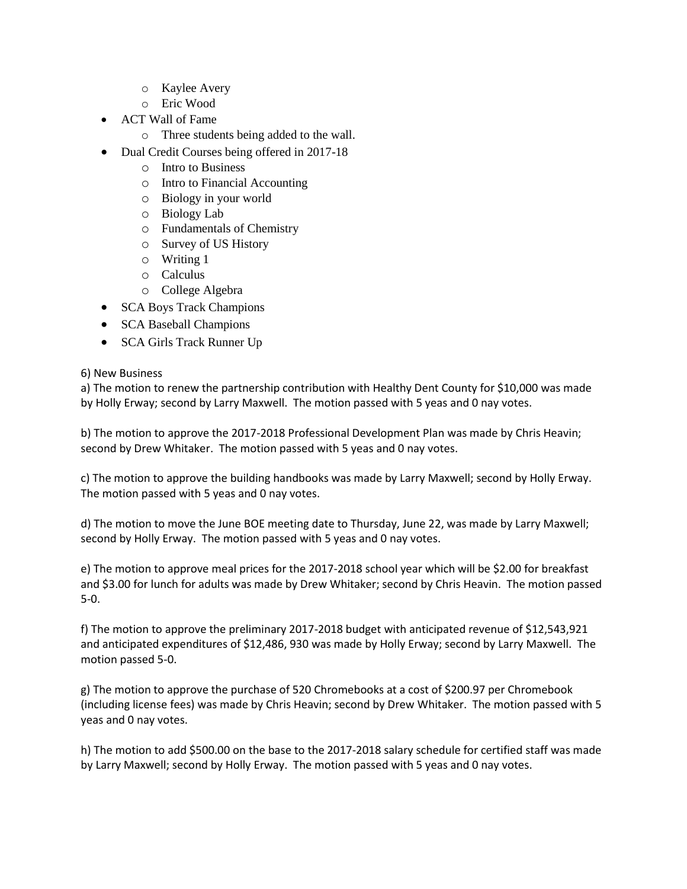- Kaylee Avery
  - Eric Wood
- ACT Wall of Fame
  - Three students being added to the wall.
- Dual Credit Courses being offered in 2017-18
  - Intro to Business
  - Intro to Financial Accounting
  - Biology in your world
  - Biology Lab
  - Fundamentals of Chemistry
  - Survey of US History
  - Writing 1
  - Calculus
  - College Algebra
- SCA Boys Track Champions
- SCA Baseball Champions
- SCA Girls Track Runner Up

6) New Business

a) The motion to renew the partnership contribution with Healthy Dent County for $10,000 was made by Holly Erway; second by Larry Maxwell. The motion passed with 5 yeas and 0 nay votes.

b) The motion to approve the 2017-2018 Professional Development Plan was made by Chris Heavin; second by Drew Whitaker. The motion passed with 5 yeas and 0 nay votes.

c) The motion to approve the building handbooks was made by Larry Maxwell; second by Holly Erway. The motion passed with 5 yeas and 0 nay votes.

d) The motion to move the June BOE meeting date to Thursday, June 22, was made by Larry Maxwell; second by Holly Erway. The motion passed with 5 yeas and 0 nay votes.

e) The motion to approve meal prices for the 2017-2018 school year which will be $2.00 for breakfast and $3.00 for lunch for adults was made by Drew Whitaker; second by Chris Heavin. The motion passed 5-0.

f) The motion to approve the preliminary 2017-2018 budget with anticipated revenue of $12,543,921 and anticipated expenditures of $12,486, 930 was made by Holly Erway; second by Larry Maxwell. The motion passed 5-0.

g) The motion to approve the purchase of 520 Chromebooks at a cost of $200.97 per Chromebook (including license fees) was made by Chris Heavin; second by Drew Whitaker. The motion passed with 5 yeas and 0 nay votes.

h) The motion to add $500.00 on the base to the 2017-2018 salary schedule for certified staff was made by Larry Maxwell; second by Holly Erway. The motion passed with 5 yeas and 0 nay votes.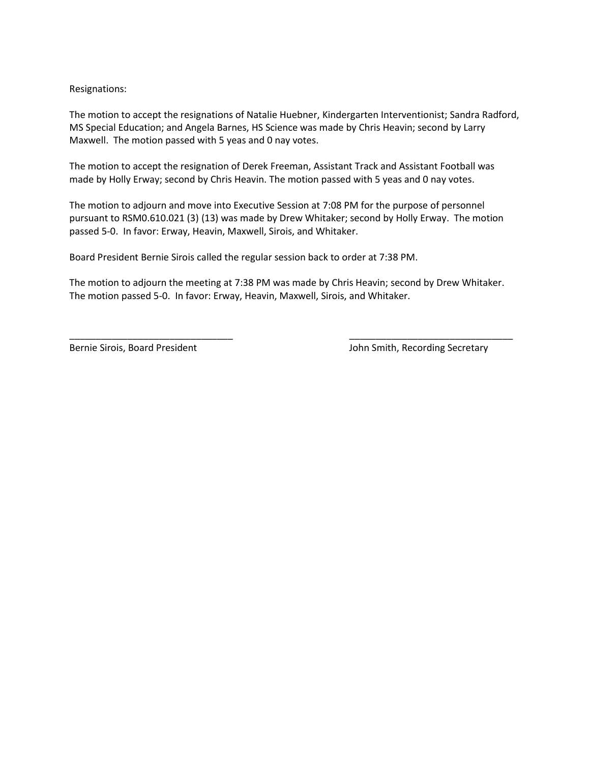Resignations:

The motion to accept the resignations of Natalie Huebner, Kindergarten Interventionist; Sandra Radford, MS Special Education; and Angela Barnes, HS Science was made by Chris Heavin; second by Larry Maxwell. The motion passed with 5 yeas and 0 nay votes.

The motion to accept the resignation of Derek Freeman, Assistant Track and Assistant Football was made by Holly Erway; second by Chris Heavin. The motion passed with 5 yeas and 0 nay votes.

The motion to adjourn and move into Executive Session at 7:08 PM for the purpose of personnel pursuant to RSM0.610.021 (3) (13) was made by Drew Whitaker; second by Holly Erway. The motion passed 5-0. In favor: Erway, Heavin, Maxwell, Sirois, and Whitaker.

Board President Bernie Sirois called the regular session back to order at 7:38 PM.

The motion to adjourn the meeting at 7:38 PM was made by Chris Heavin; second by Drew Whitaker. The motion passed 5-0. In favor: Erway, Heavin, Maxwell, Sirois, and Whitaker.

_______________________________ _______________________________

Bernie Sirois, Board President John Smith, Recording Secretary